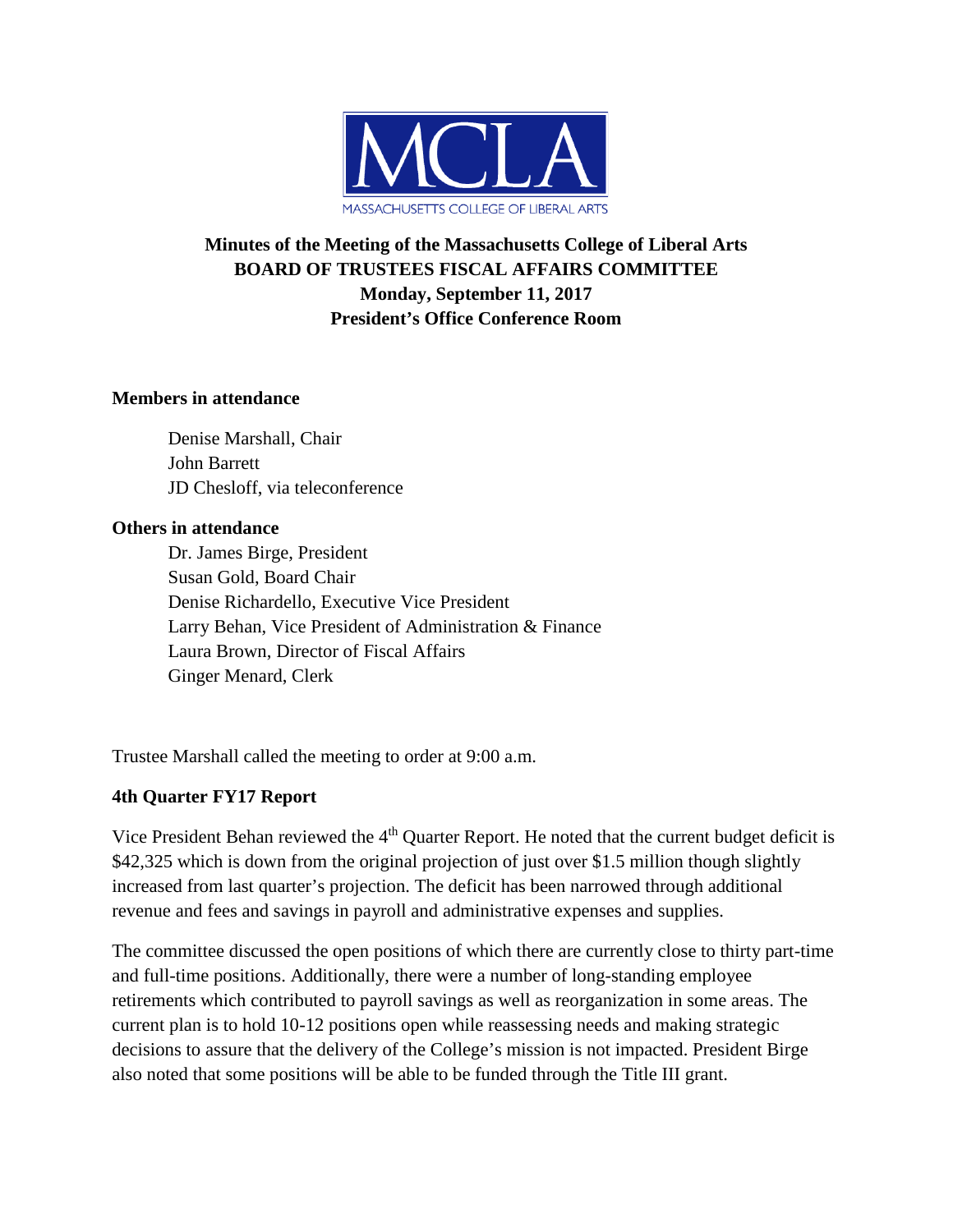MCLA

MASSACHUSETTS COLLEGE OF LIBERAL ARTS

# Minutes of the Meeting of the Massachusetts College of Liberal Arts BOARD OF TRUSTEES FISCAL AFFAIRS COMMITTEE Monday, September 11, 2017 President's Office Conference Room

**Members in attendance**

Denise Marshall, Chair
John Barrett
JD Chesloff, via teleconference

**Others in attendance**

Dr. James Birge, President
Susan Gold, Board Chair
Denise Richardello, Executive Vice President
Larry Behan, Vice President of Administration & Finance
Laura Brown, Director of Fiscal Affairs
Ginger Menard, Clerk

Trustee Marshall called the meeting to order at 9:00 a.m.

## 4th Quarter FY17 Report

Vice President Behan reviewed the 4th Quarter Report. He noted that the current budget deficit is $42,325 which is down from the original projection of just over $1.5 million though slightly increased from last quarter's projection. The deficit has been narrowed through additional revenue and fees and savings in payroll and administrative expenses and supplies.

The committee discussed the open positions of which there are currently close to thirty part-time and full-time positions. Additionally, there were a number of long-standing employee retirements which contributed to payroll savings as well as reorganization in some areas. The current plan is to hold 10-12 positions open while reassessing needs and making strategic decisions to assure that the delivery of the College's mission is not impacted. President Birge also noted that some positions will be able to be funded through the Title III grant.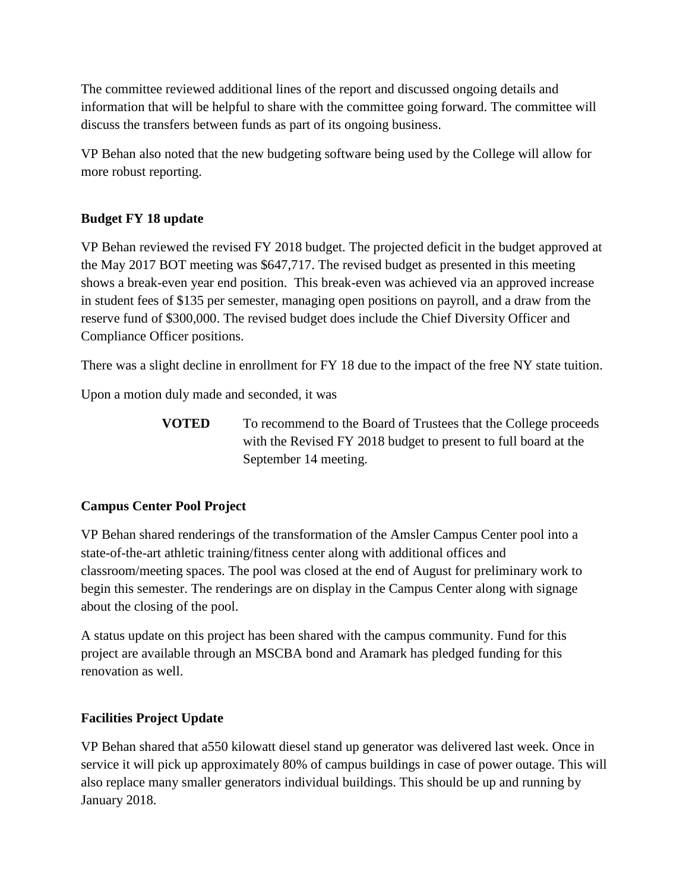The committee reviewed additional lines of the report and discussed ongoing details and information that will be helpful to share with the committee going forward. The committee will discuss the transfers between funds as part of its ongoing business.

VP Behan also noted that the new budgeting software being used by the College will allow for more robust reporting.

**Budget FY 18 update**

VP Behan reviewed the revised FY 2018 budget. The projected deficit in the budget approved at the May 2017 BOT meeting was $647,717. The revised budget as presented in this meeting shows a break-even year end position. This break-even was achieved via an approved increase in student fees of $135 per semester, managing open positions on payroll, and a draw from the reserve fund of $300,000. The revised budget does include the Chief Diversity Officer and Compliance Officer positions.

There was a slight decline in enrollment for FY 18 due to the impact of the free NY state tuition.

Upon a motion duly made and seconded, it was

**VOTED** To recommend to the Board of Trustees that the College proceeds with the Revised FY 2018 budget to present to full board at the September 14 meeting.

**Campus Center Pool Project**

VP Behan shared renderings of the transformation of the Amsler Campus Center pool into a state-of-the-art athletic training/fitness center along with additional offices and classroom/meeting spaces. The pool was closed at the end of August for preliminary work to begin this semester. The renderings are on display in the Campus Center along with signage about the closing of the pool.

A status update on this project has been shared with the campus community. Fund for this project are available through an MSCBA bond and Aramark has pledged funding for this renovation as well.

**Facilities Project Update**

VP Behan shared that a550 kilowatt diesel stand up generator was delivered last week. Once in service it will pick up approximately 80% of campus buildings in case of power outage. This will also replace many smaller generators individual buildings. This should be up and running by January 2018.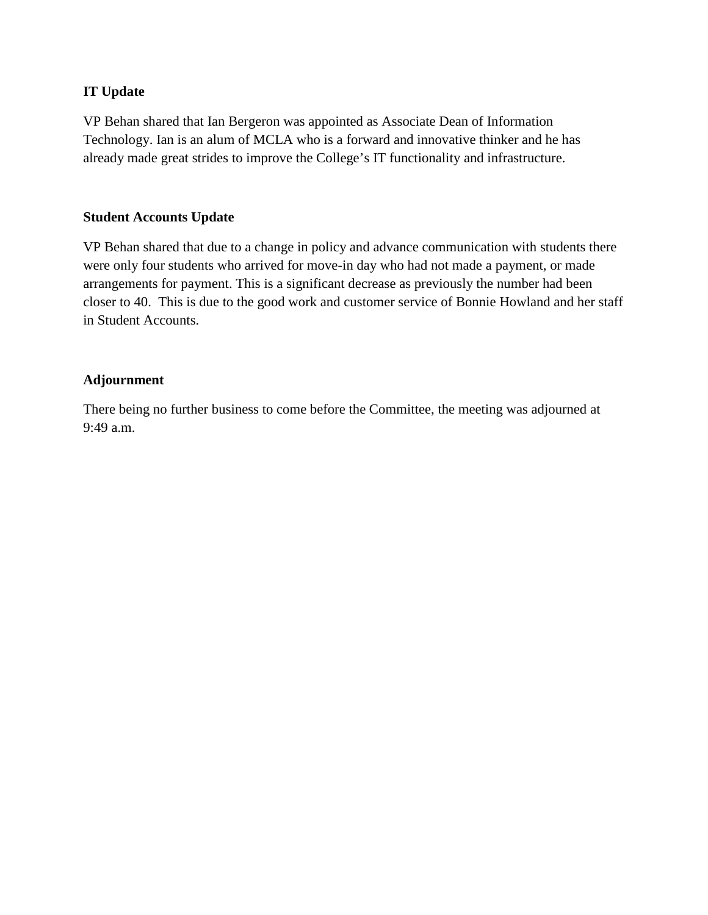**IT Update**

VP Behan shared that Ian Bergeron was appointed as Associate Dean of Information Technology. Ian is an alum of MCLA who is a forward and innovative thinker and he has already made great strides to improve the College's IT functionality and infrastructure.

**Student Accounts Update**

VP Behan shared that due to a change in policy and advance communication with students there were only four students who arrived for move-in day who had not made a payment, or made arrangements for payment. This is a significant decrease as previously the number had been closer to 40. This is due to the good work and customer service of Bonnie Howland and her staff in Student Accounts.

**Adjournment**

There being no further business to come before the Committee, the meeting was adjourned at 9:49 a.m.